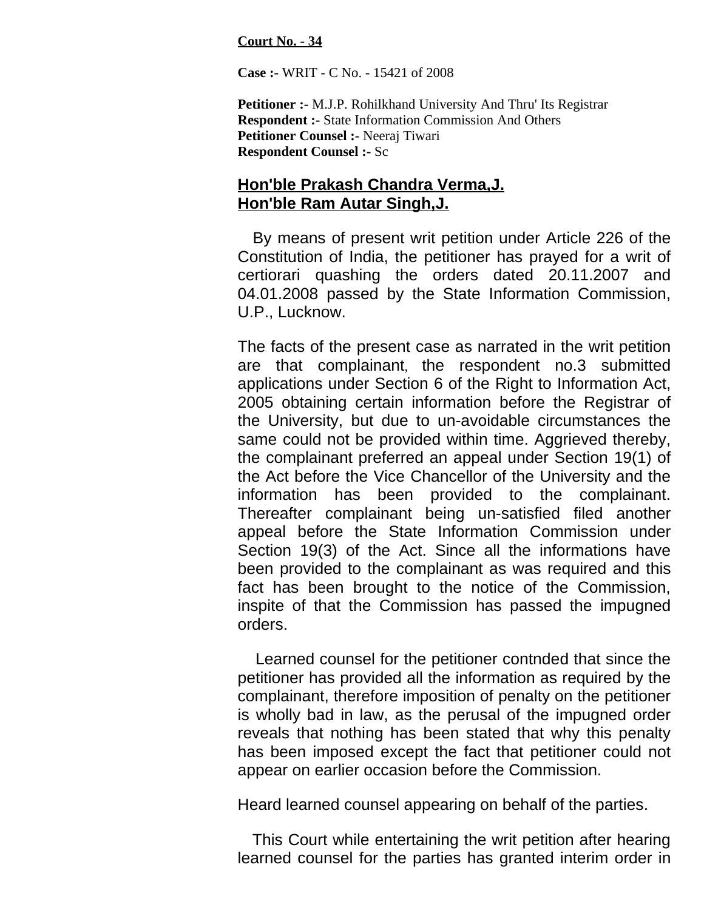**Court No. - 34**

**Case :-** WRIT - C No. - 15421 of 2008

**Petitioner :-** M.J.P. Rohilkhand University And Thru' Its Registrar
**Respondent :-** State Information Commission And Others
**Petitioner Counsel :-** Neeraj Tiwari
**Respondent Counsel :-** Sc

**Hon'ble Prakash Chandra Verma,J.**
**Hon'ble Ram Autar Singh,J.**

By means of present writ petition under Article 226 of the Constitution of India, the petitioner has prayed for a writ of certiorari quashing the orders dated 20.11.2007 and 04.01.2008 passed by the State Information Commission, U.P., Lucknow.

The facts of the present case as narrated in the writ petition are that complainant, the respondent no.3 submitted applications under Section 6 of the Right to Information Act, 2005 obtaining certain information before the Registrar of the University, but due to un-avoidable circumstances the same could not be provided within time. Aggrieved thereby, the complainant preferred an appeal under Section 19(1) of the Act before the Vice Chancellor of the University and the information has been provided to the complainant. Thereafter complainant being un-satisfied filed another appeal before the State Information Commission under Section 19(3) of the Act. Since all the informations have been provided to the complainant as was required and this fact has been brought to the notice of the Commission, inspite of that the Commission has passed the impugned orders.

Learned counsel for the petitioner contnded that since the petitioner has provided all the information as required by the complainant, therefore imposition of penalty on the petitioner is wholly bad in law, as the perusal of the impugned order reveals that nothing has been stated that why this penalty has been imposed except the fact that petitioner could not appear on earlier occasion before the Commission.

Heard learned counsel appearing on behalf of the parties.

This Court while entertaining the writ petition after hearing learned counsel for the parties has granted interim order in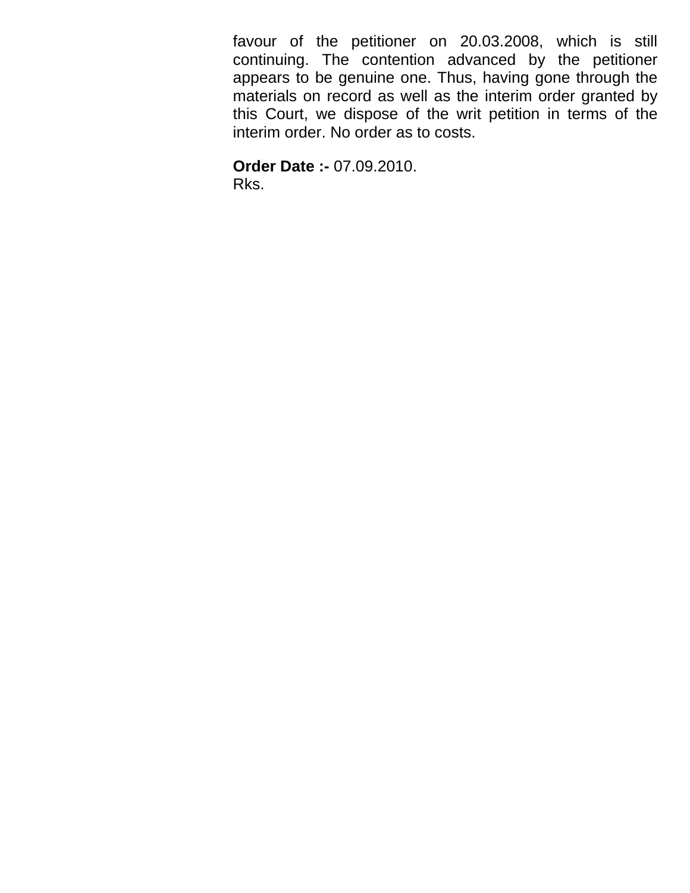favour of the petitioner on 20.03.2008, which is still continuing. The contention advanced by the petitioner appears to be genuine one. Thus, having gone through the materials on record as well as the interim order granted by this Court, we dispose of the writ petition in terms of the interim order. No order as to costs.

**Order Date :-** 07.09.2010.
Rks.